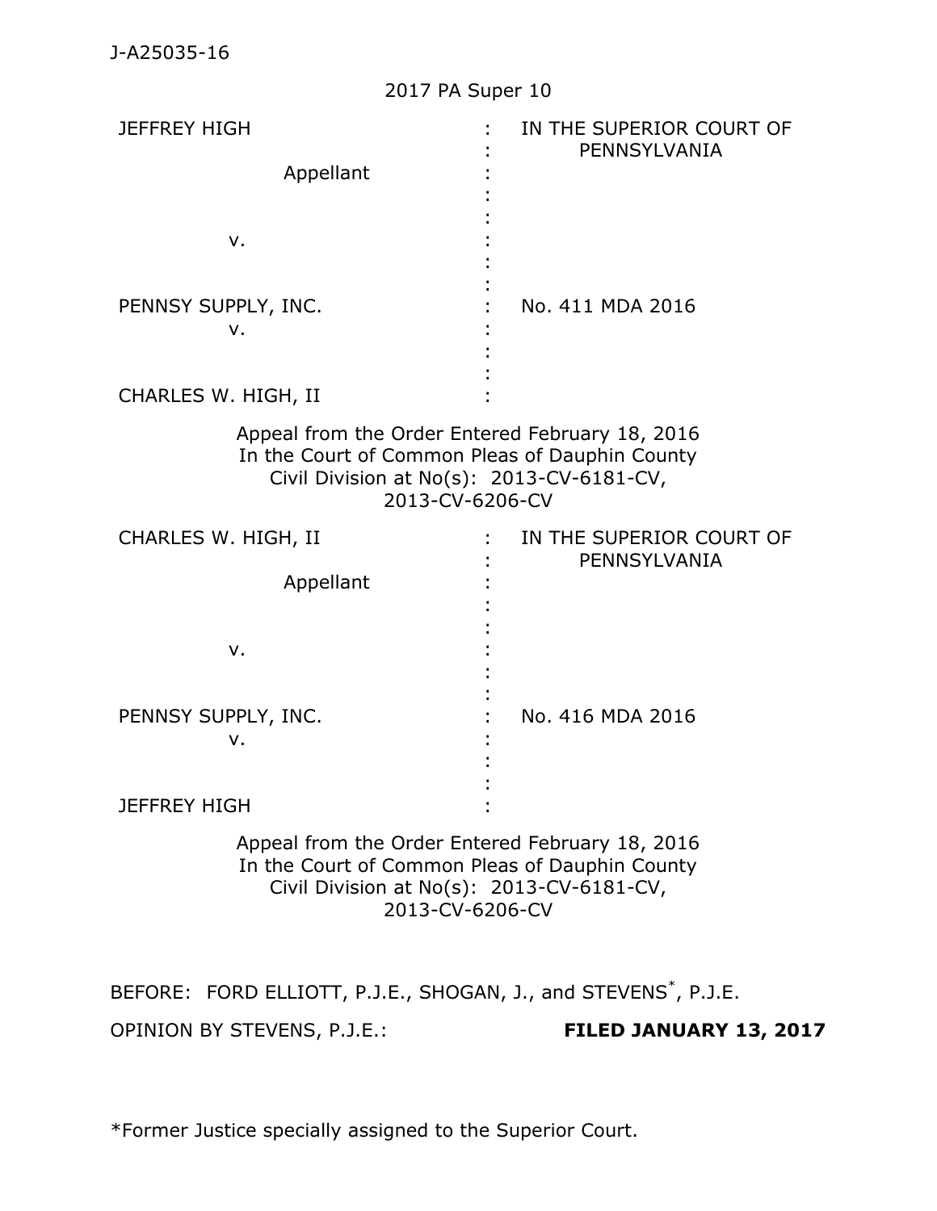J-A25035-16

2017 PA Super 10

| | | |
|---|---|---|
| JEFFREY HIGH | : | IN THE SUPERIOR COURT OF PENNSYLVANIA |
| Appellant | : | |
| v. | : | |
| PENNSY SUPPLY, INC. | : | No. 411 MDA 2016 |
| v. | : | |
| CHARLES W. HIGH, II | : | |

Appeal from the Order Entered February 18, 2016
In the Court of Common Pleas of Dauphin County
Civil Division at No(s): 2013-CV-6181-CV,
2013-CV-6206-CV

| | | |
|---|---|---|
| CHARLES W. HIGH, II | : | IN THE SUPERIOR COURT OF PENNSYLVANIA |
| Appellant | : | |
| v. | : | |
| PENNSY SUPPLY, INC. | : | No. 416 MDA 2016 |
| v. | : | |
| JEFFREY HIGH | : | |

Appeal from the Order Entered February 18, 2016
In the Court of Common Pleas of Dauphin County
Civil Division at No(s): 2013-CV-6181-CV,
2013-CV-6206-CV

BEFORE: FORD ELLIOTT, P.J.E., SHOGAN, J., and STEVENS*, P.J.E.

OPINION BY STEVENS, P.J.E.: **FILED JANUARY 13, 2017**

*Former Justice specially assigned to the Superior Court.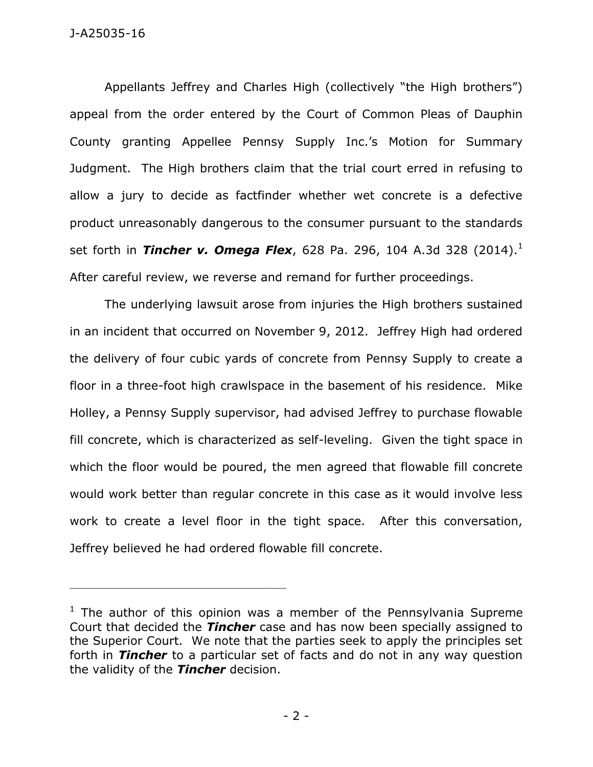Appellants Jeffrey and Charles High (collectively "the High brothers") appeal from the order entered by the Court of Common Pleas of Dauphin County granting Appellee Pennsy Supply Inc.'s Motion for Summary Judgment. The High brothers claim that the trial court erred in refusing to allow a jury to decide as factfinder whether wet concrete is a defective product unreasonably dangerous to the consumer pursuant to the standards set forth in ***Tincher v. Omega Flex***, 628 Pa. 296, 104 A.3d 328 (2014).[1] After careful review, we reverse and remand for further proceedings.

The underlying lawsuit arose from injuries the High brothers sustained in an incident that occurred on November 9, 2012. Jeffrey High had ordered the delivery of four cubic yards of concrete from Pennsy Supply to create a floor in a three-foot high crawlspace in the basement of his residence. Mike Holley, a Pennsy Supply supervisor, had advised Jeffrey to purchase flowable fill concrete, which is characterized as self-leveling. Given the tight space in which the floor would be poured, the men agreed that flowable fill concrete would work better than regular concrete in this case as it would involve less work to create a level floor in the tight space. After this conversation, Jeffrey believed he had ordered flowable fill concrete.

---

[1] The author of this opinion was a member of the Pennsylvania Supreme Court that decided the ***Tincher*** case and has now been specially assigned to the Superior Court. We note that the parties seek to apply the principles set forth in ***Tincher*** to a particular set of facts and do not in any way question the validity of the ***Tincher*** decision.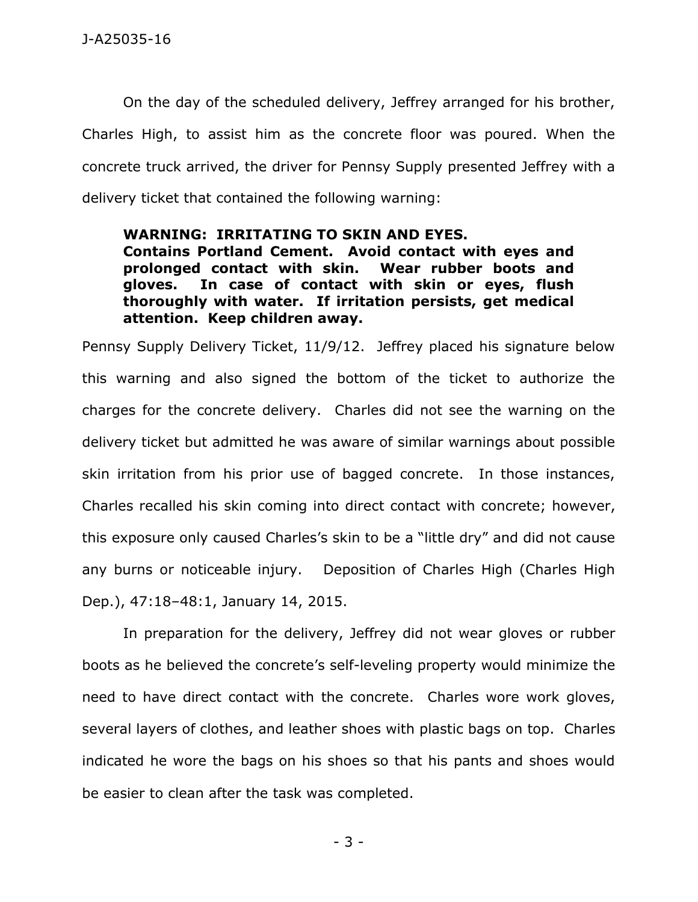On the day of the scheduled delivery, Jeffrey arranged for his brother, Charles High, to assist him as the concrete floor was poured. When the concrete truck arrived, the driver for Pennsy Supply presented Jeffrey with a delivery ticket that contained the following warning:

> **WARNING: IRRITATING TO SKIN AND EYES. Contains Portland Cement. Avoid contact with eyes and prolonged contact with skin. Wear rubber boots and gloves. In case of contact with skin or eyes, flush thoroughly with water. If irritation persists, get medical attention. Keep children away.**

Pennsy Supply Delivery Ticket, 11/9/12. Jeffrey placed his signature below this warning and also signed the bottom of the ticket to authorize the charges for the concrete delivery. Charles did not see the warning on the delivery ticket but admitted he was aware of similar warnings about possible skin irritation from his prior use of bagged concrete. In those instances, Charles recalled his skin coming into direct contact with concrete; however, this exposure only caused Charles's skin to be a "little dry" and did not cause any burns or noticeable injury. Deposition of Charles High (Charles High Dep.), 47:18–48:1, January 14, 2015.

In preparation for the delivery, Jeffrey did not wear gloves or rubber boots as he believed the concrete's self-leveling property would minimize the need to have direct contact with the concrete. Charles wore work gloves, several layers of clothes, and leather shoes with plastic bags on top. Charles indicated he wore the bags on his shoes so that his pants and shoes would be easier to clean after the task was completed.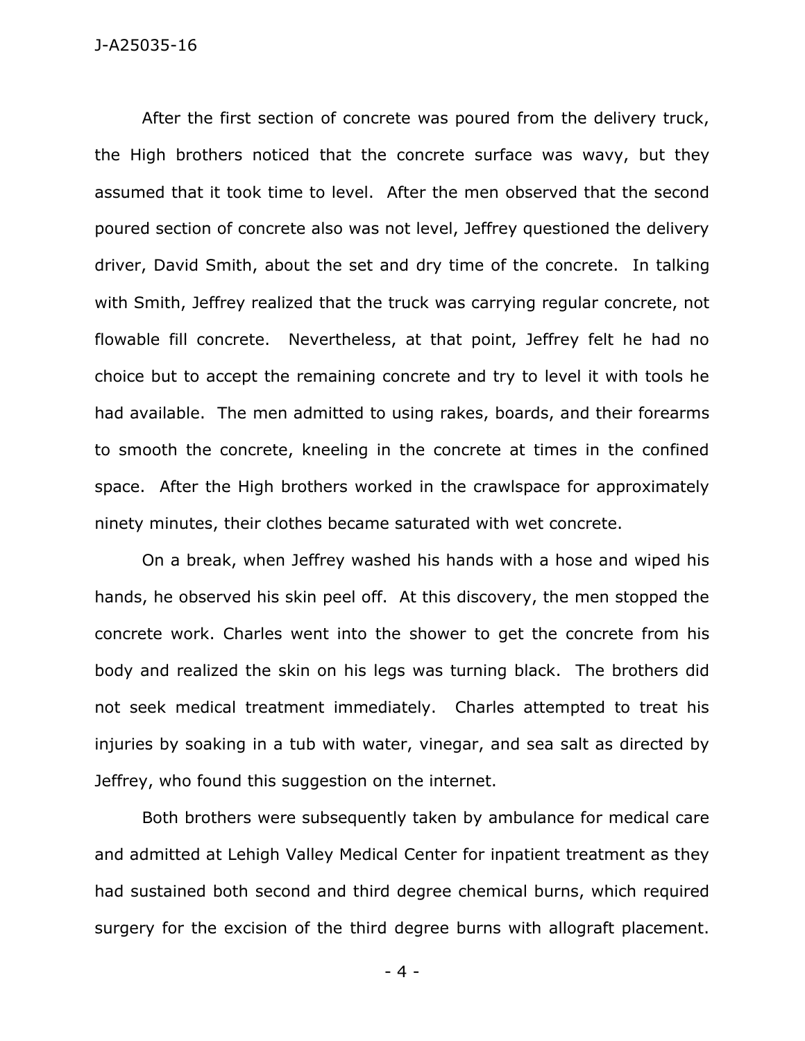After the first section of concrete was poured from the delivery truck, the High brothers noticed that the concrete surface was wavy, but they assumed that it took time to level. After the men observed that the second poured section of concrete also was not level, Jeffrey questioned the delivery driver, David Smith, about the set and dry time of the concrete. In talking with Smith, Jeffrey realized that the truck was carrying regular concrete, not flowable fill concrete. Nevertheless, at that point, Jeffrey felt he had no choice but to accept the remaining concrete and try to level it with tools he had available. The men admitted to using rakes, boards, and their forearms to smooth the concrete, kneeling in the concrete at times in the confined space. After the High brothers worked in the crawlspace for approximately ninety minutes, their clothes became saturated with wet concrete.

On a break, when Jeffrey washed his hands with a hose and wiped his hands, he observed his skin peel off. At this discovery, the men stopped the concrete work. Charles went into the shower to get the concrete from his body and realized the skin on his legs was turning black. The brothers did not seek medical treatment immediately. Charles attempted to treat his injuries by soaking in a tub with water, vinegar, and sea salt as directed by Jeffrey, who found this suggestion on the internet.

Both brothers were subsequently taken by ambulance for medical care and admitted at Lehigh Valley Medical Center for inpatient treatment as they had sustained both second and third degree chemical burns, which required surgery for the excision of the third degree burns with allograft placement.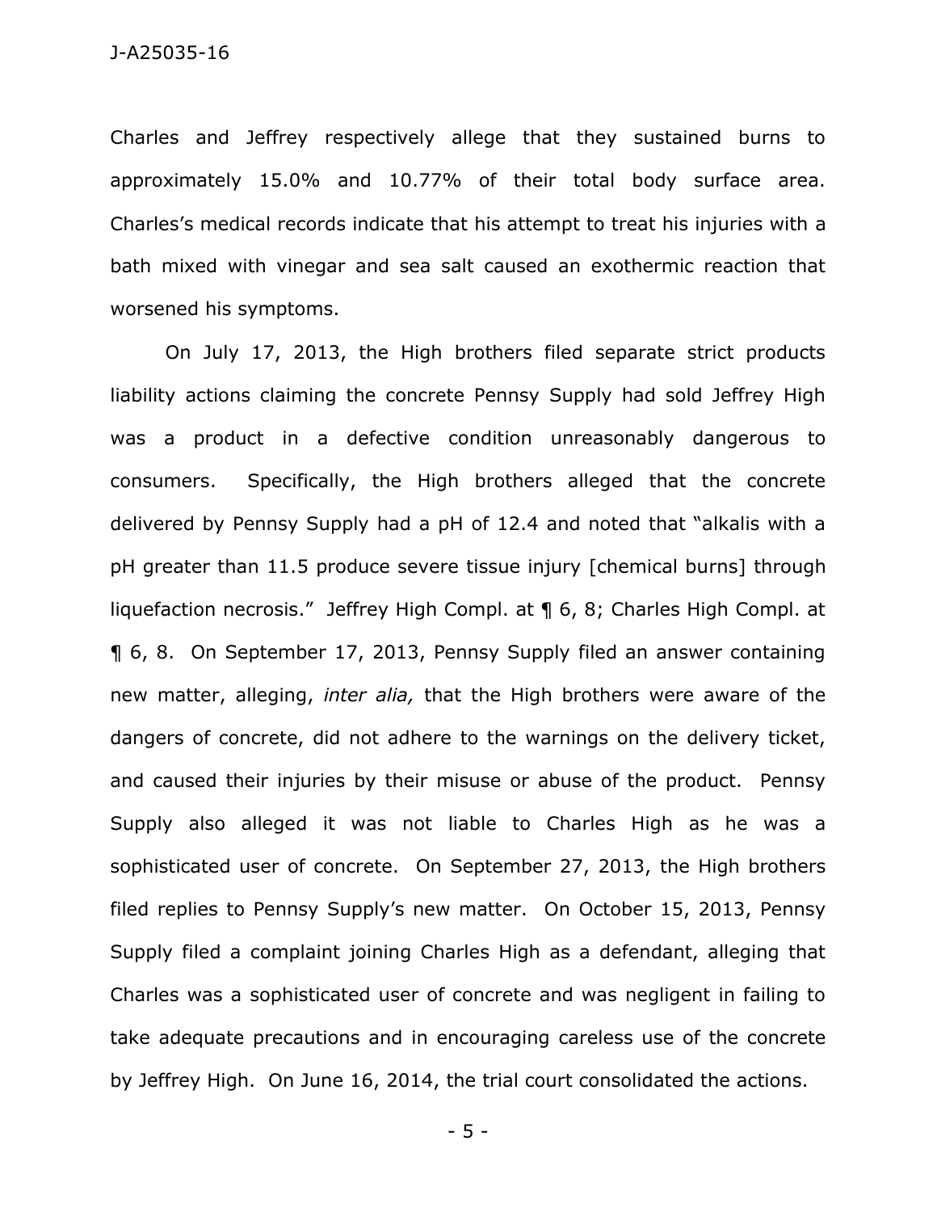Charles and Jeffrey respectively allege that they sustained burns to approximately 15.0% and 10.77% of their total body surface area. Charles's medical records indicate that his attempt to treat his injuries with a bath mixed with vinegar and sea salt caused an exothermic reaction that worsened his symptoms.

On July 17, 2013, the High brothers filed separate strict products liability actions claiming the concrete Pennsy Supply had sold Jeffrey High was a product in a defective condition unreasonably dangerous to consumers. Specifically, the High brothers alleged that the concrete delivered by Pennsy Supply had a pH of 12.4 and noted that "alkalis with a pH greater than 11.5 produce severe tissue injury [chemical burns] through liquefaction necrosis." Jeffrey High Compl. at ¶ 6, 8; Charles High Compl. at ¶ 6, 8. On September 17, 2013, Pennsy Supply filed an answer containing new matter, alleging, *inter alia,* that the High brothers were aware of the dangers of concrete, did not adhere to the warnings on the delivery ticket, and caused their injuries by their misuse or abuse of the product. Pennsy Supply also alleged it was not liable to Charles High as he was a sophisticated user of concrete. On September 27, 2013, the High brothers filed replies to Pennsy Supply's new matter. On October 15, 2013, Pennsy Supply filed a complaint joining Charles High as a defendant, alleging that Charles was a sophisticated user of concrete and was negligent in failing to take adequate precautions and in encouraging careless use of the concrete by Jeffrey High. On June 16, 2014, the trial court consolidated the actions.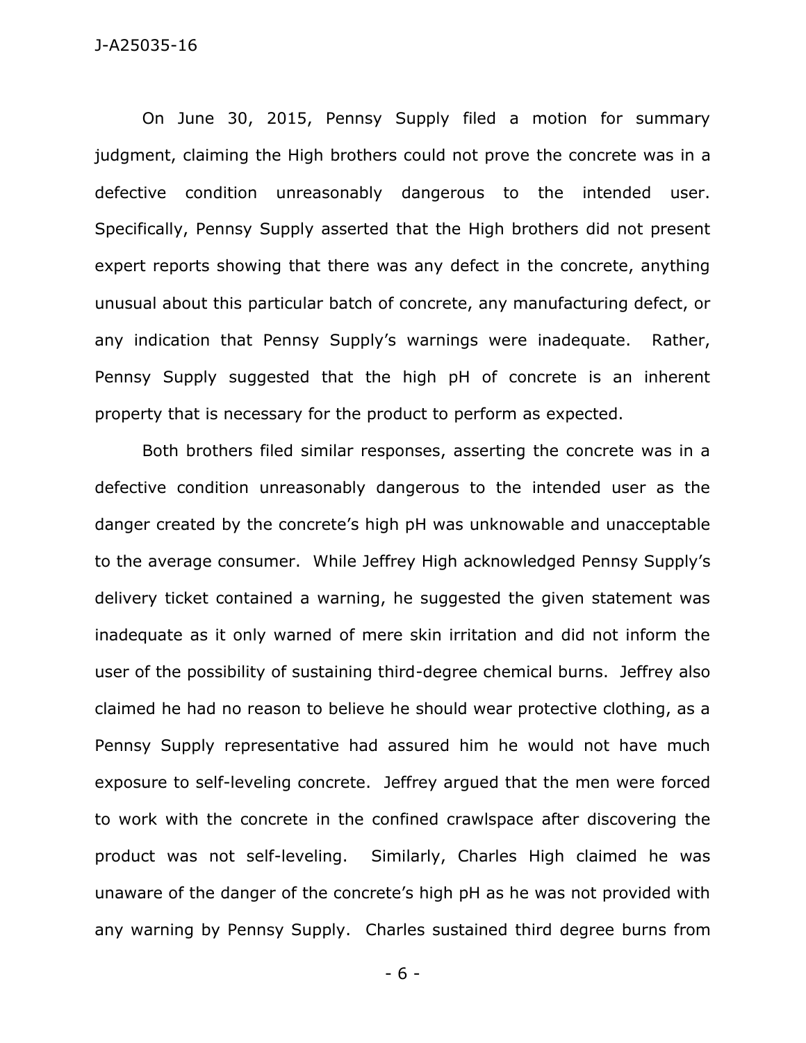On June 30, 2015, Pennsy Supply filed a motion for summary judgment, claiming the High brothers could not prove the concrete was in a defective condition unreasonably dangerous to the intended user. Specifically, Pennsy Supply asserted that the High brothers did not present expert reports showing that there was any defect in the concrete, anything unusual about this particular batch of concrete, any manufacturing defect, or any indication that Pennsy Supply's warnings were inadequate. Rather, Pennsy Supply suggested that the high pH of concrete is an inherent property that is necessary for the product to perform as expected.

Both brothers filed similar responses, asserting the concrete was in a defective condition unreasonably dangerous to the intended user as the danger created by the concrete's high pH was unknowable and unacceptable to the average consumer. While Jeffrey High acknowledged Pennsy Supply's delivery ticket contained a warning, he suggested the given statement was inadequate as it only warned of mere skin irritation and did not inform the user of the possibility of sustaining third-degree chemical burns. Jeffrey also claimed he had no reason to believe he should wear protective clothing, as a Pennsy Supply representative had assured him he would not have much exposure to self-leveling concrete. Jeffrey argued that the men were forced to work with the concrete in the confined crawlspace after discovering the product was not self-leveling. Similarly, Charles High claimed he was unaware of the danger of the concrete's high pH as he was not provided with any warning by Pennsy Supply. Charles sustained third degree burns from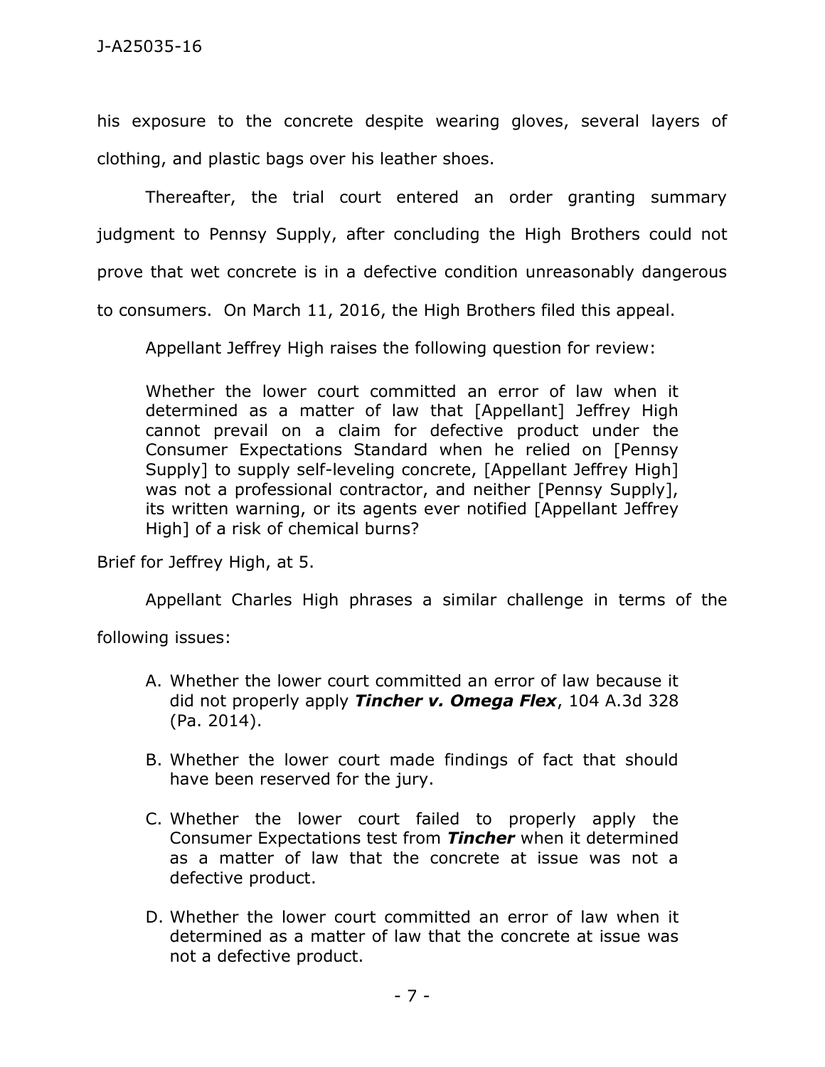his exposure to the concrete despite wearing gloves, several layers of clothing, and plastic bags over his leather shoes.

Thereafter, the trial court entered an order granting summary judgment to Pennsy Supply, after concluding the High Brothers could not prove that wet concrete is in a defective condition unreasonably dangerous to consumers. On March 11, 2016, the High Brothers filed this appeal.

Appellant Jeffrey High raises the following question for review:

> Whether the lower court committed an error of law when it determined as a matter of law that [Appellant] Jeffrey High cannot prevail on a claim for defective product under the Consumer Expectations Standard when he relied on [Pennsy Supply] to supply self-leveling concrete, [Appellant Jeffrey High] was not a professional contractor, and neither [Pennsy Supply], its written warning, or its agents ever notified [Appellant Jeffrey High] of a risk of chemical burns?

Brief for Jeffrey High, at 5.

Appellant Charles High phrases a similar challenge in terms of the following issues:

> A. Whether the lower court committed an error of law because it did not properly apply ***Tincher v. Omega Flex***, 104 A.3d 328 (Pa. 2014).
>
> B. Whether the lower court made findings of fact that should have been reserved for the jury.
>
> C. Whether the lower court failed to properly apply the Consumer Expectations test from ***Tincher*** when it determined as a matter of law that the concrete at issue was not a defective product.
>
> D. Whether the lower court committed an error of law when it determined as a matter of law that the concrete at issue was not a defective product.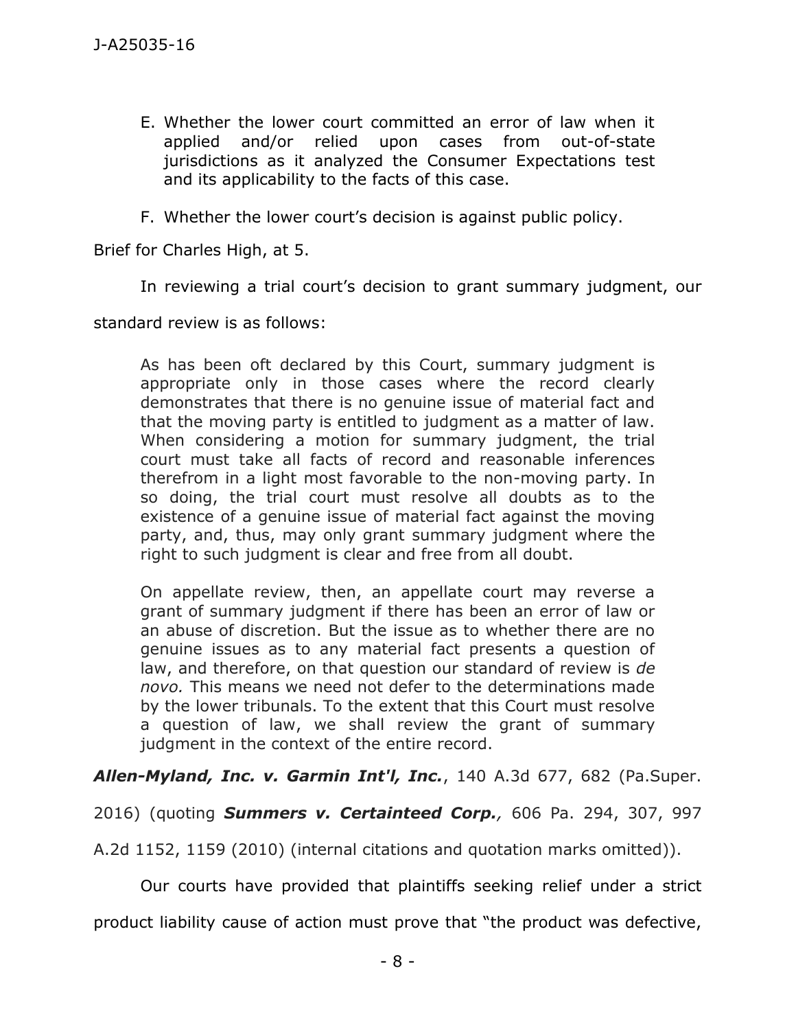E. Whether the lower court committed an error of law when it applied and/or relied upon cases from out-of-state jurisdictions as it analyzed the Consumer Expectations test and its applicability to the facts of this case.

F. Whether the lower court's decision is against public policy.

Brief for Charles High, at 5.

In reviewing a trial court's decision to grant summary judgment, our standard review is as follows:

> As has been oft declared by this Court, summary judgment is appropriate only in those cases where the record clearly demonstrates that there is no genuine issue of material fact and that the moving party is entitled to judgment as a matter of law. When considering a motion for summary judgment, the trial court must take all facts of record and reasonable inferences therefrom in a light most favorable to the non-moving party. In so doing, the trial court must resolve all doubts as to the existence of a genuine issue of material fact against the moving party, and, thus, may only grant summary judgment where the right to such judgment is clear and free from all doubt.
>
> On appellate review, then, an appellate court may reverse a grant of summary judgment if there has been an error of law or an abuse of discretion. But the issue as to whether there are no genuine issues as to any material fact presents a question of law, and therefore, on that question our standard of review is *de novo.* This means we need not defer to the determinations made by the lower tribunals. To the extent that this Court must resolve a question of law, we shall review the grant of summary judgment in the context of the entire record.

***Allen-Myland, Inc. v. Garmin Int'l, Inc.***, 140 A.3d 677, 682 (Pa.Super. 2016) (quoting ***Summers v. Certainteed Corp.**,* 606 Pa. 294, 307, 997 A.2d 1152, 1159 (2010) (internal citations and quotation marks omitted)).

Our courts have provided that plaintiffs seeking relief under a strict product liability cause of action must prove that "the product was defective,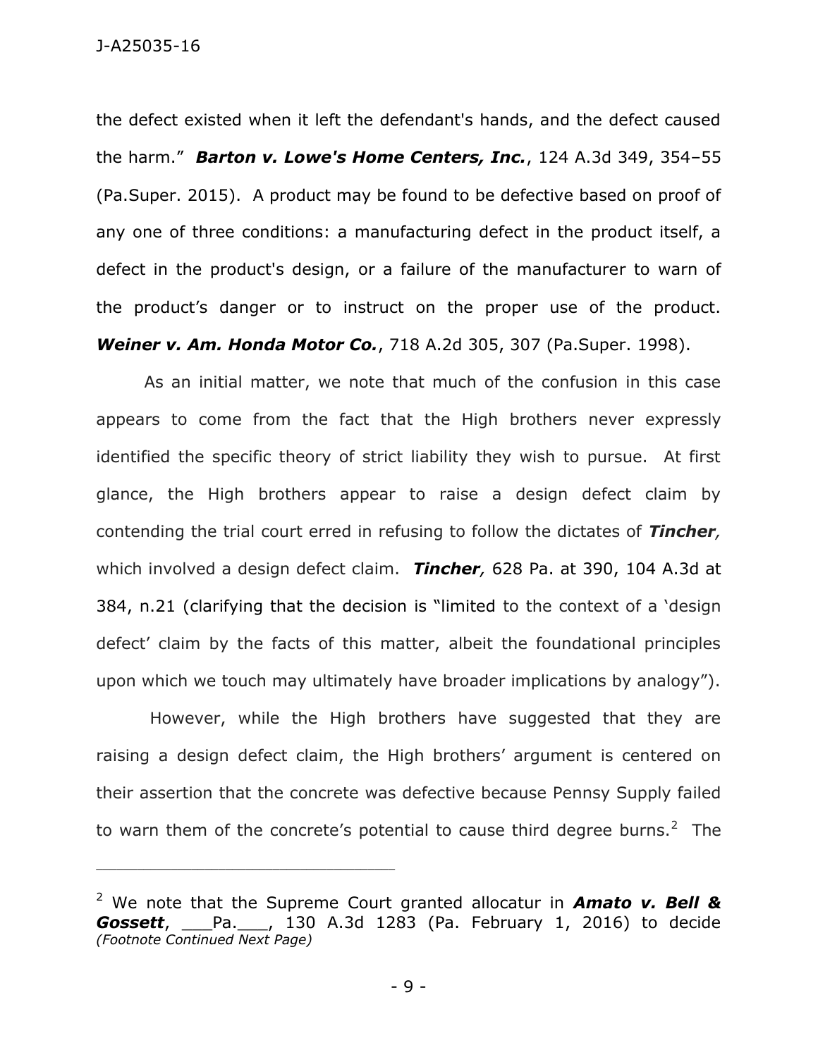the defect existed when it left the defendant's hands, and the defect caused the harm." ***Barton v. Lowe's Home Centers, Inc.***, 124 A.3d 349, 354–55 (Pa.Super. 2015). A product may be found to be defective based on proof of any one of three conditions: a manufacturing defect in the product itself, a defect in the product's design, or a failure of the manufacturer to warn of the product's danger or to instruct on the proper use of the product. ***Weiner v. Am. Honda Motor Co.***, 718 A.2d 305, 307 (Pa.Super. 1998).

As an initial matter, we note that much of the confusion in this case appears to come from the fact that the High brothers never expressly identified the specific theory of strict liability they wish to pursue. At first glance, the High brothers appear to raise a design defect claim by contending the trial court erred in refusing to follow the dictates of ***Tincher,*** which involved a design defect claim. ***Tincher,*** 628 Pa. at 390, 104 A.3d at 384, n.21 (clarifying that the decision is "limited to the context of a 'design defect' claim by the facts of this matter, albeit the foundational principles upon which we touch may ultimately have broader implications by analogy").

However, while the High brothers have suggested that they are raising a design defect claim, the High brothers' argument is centered on their assertion that the concrete was defective because Pennsy Supply failed to warn them of the concrete's potential to cause third degree burns.[2] The

---

[2] We note that the Supreme Court granted allocatur in ***Amato v. Bell & Gossett***, ___Pa.___, 130 A.3d 1283 (Pa. February 1, 2016) to decide *(Footnote Continued Next Page)*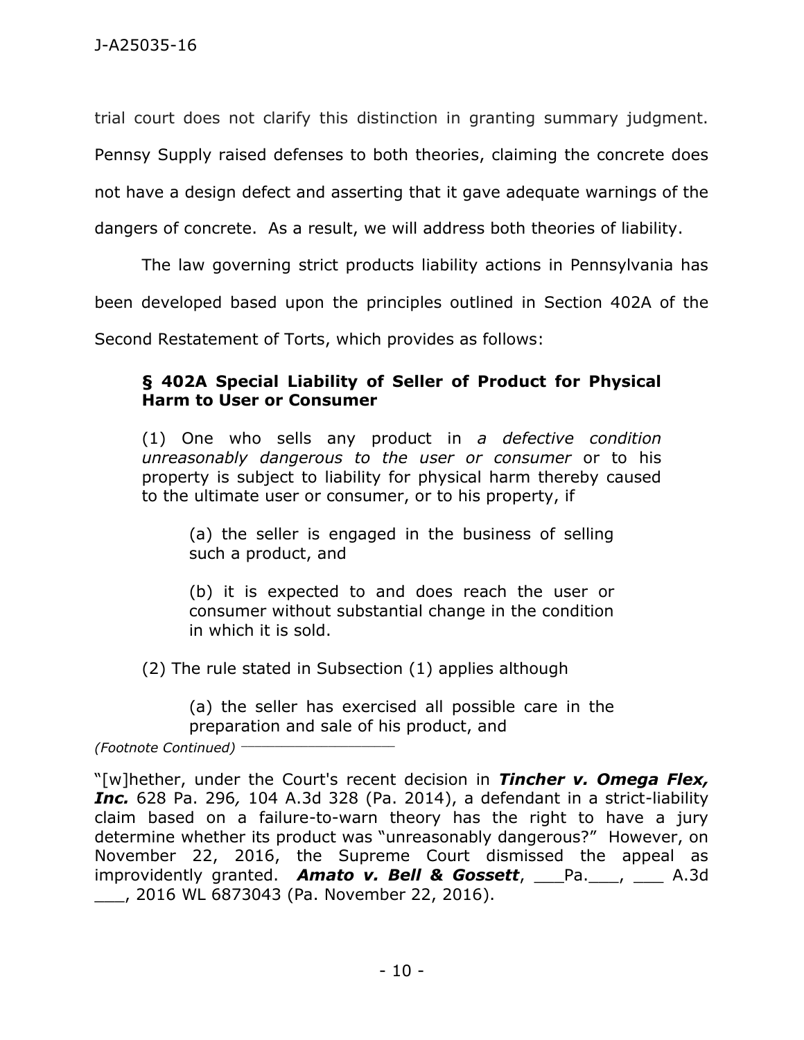trial court does not clarify this distinction in granting summary judgment. Pennsy Supply raised defenses to both theories, claiming the concrete does not have a design defect and asserting that it gave adequate warnings of the dangers of concrete. As a result, we will address both theories of liability.

The law governing strict products liability actions in Pennsylvania has been developed based upon the principles outlined in Section 402A of the Second Restatement of Torts, which provides as follows:

> **§ 402A Special Liability of Seller of Product for Physical Harm to User or Consumer**
>
> (1) One who sells any product in *a defective condition unreasonably dangerous to the user or consumer* or to his property is subject to liability for physical harm thereby caused to the ultimate user or consumer, or to his property, if
>
> > (a) the seller is engaged in the business of selling such a product, and
> >
> > (b) it is expected to and does reach the user or consumer without substantial change in the condition in which it is sold.
>
> (2) The rule stated in Subsection (1) applies although
>
> > (a) the seller has exercised all possible care in the preparation and sale of his product, and

*(Footnote Continued)*

"[w]hether, under the Court's recent decision in ***Tincher v. Omega Flex, Inc.*** 628 Pa. 296*,* 104 A.3d 328 (Pa. 2014), a defendant in a strict-liability claim based on a failure-to-warn theory has the right to have a jury determine whether its product was "unreasonably dangerous?" However, on November 22, 2016, the Supreme Court dismissed the appeal as improvidently granted. ***Amato v. Bell & Gossett***, ___Pa.___, ___ A.3d ___, 2016 WL 6873043 (Pa. November 22, 2016).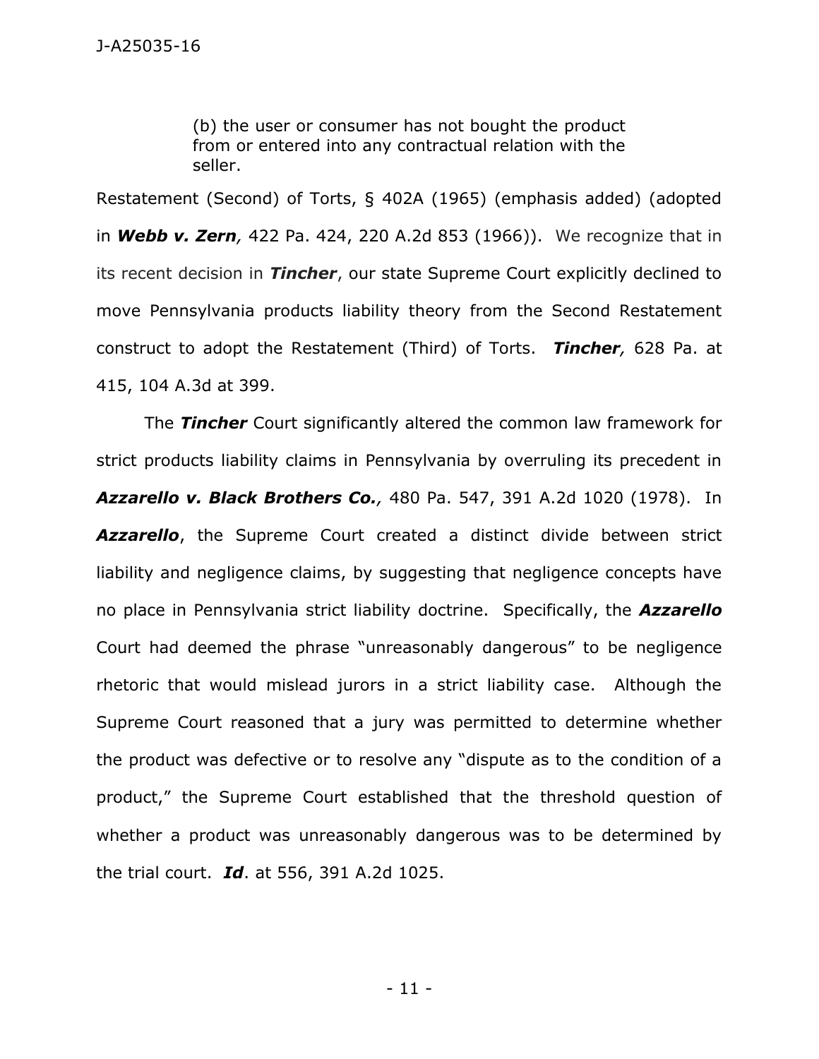> (b) the user or consumer has not bought the product from or entered into any contractual relation with the seller.

Restatement (Second) of Torts, § 402A (1965) (emphasis added) (adopted in ***Webb v. Zern**,* 422 Pa. 424, 220 A.2d 853 (1966)). We recognize that in its recent decision in ***Tincher***, our state Supreme Court explicitly declined to move Pennsylvania products liability theory from the Second Restatement construct to adopt the Restatement (Third) of Torts. ***Tincher**,* 628 Pa. at 415, 104 A.3d at 399.

The ***Tincher*** Court significantly altered the common law framework for strict products liability claims in Pennsylvania by overruling its precedent in ***Azzarello v. Black Brothers Co.**,* 480 Pa. 547, 391 A.2d 1020 (1978). In ***Azzarello***, the Supreme Court created a distinct divide between strict liability and negligence claims, by suggesting that negligence concepts have no place in Pennsylvania strict liability doctrine. Specifically, the ***Azzarello*** Court had deemed the phrase "unreasonably dangerous" to be negligence rhetoric that would mislead jurors in a strict liability case. Although the Supreme Court reasoned that a jury was permitted to determine whether the product was defective or to resolve any "dispute as to the condition of a product," the Supreme Court established that the threshold question of whether a product was unreasonably dangerous was to be determined by the trial court. ***Id***. at 556, 391 A.2d 1025.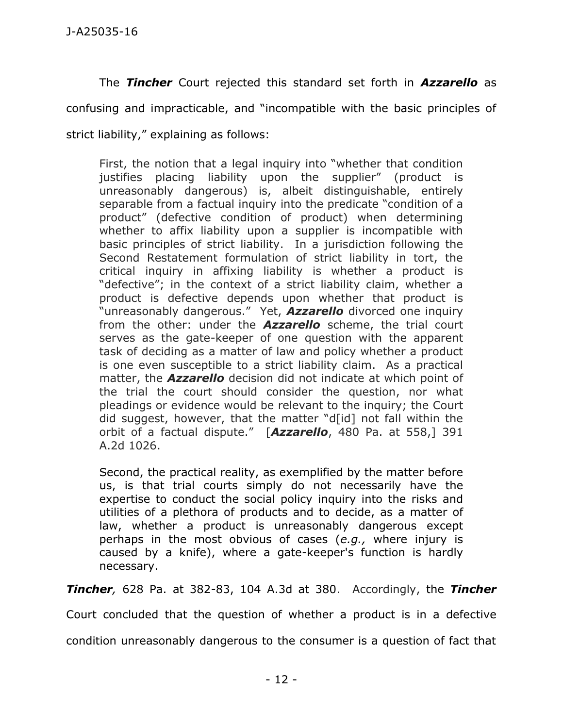The ***Tincher*** Court rejected this standard set forth in ***Azzarello*** as confusing and impracticable, and "incompatible with the basic principles of strict liability," explaining as follows:

> First, the notion that a legal inquiry into "whether that condition justifies placing liability upon the supplier" (product is unreasonably dangerous) is, albeit distinguishable, entirely separable from a factual inquiry into the predicate "condition of a product" (defective condition of product) when determining whether to affix liability upon a supplier is incompatible with basic principles of strict liability. In a jurisdiction following the Second Restatement formulation of strict liability in tort, the critical inquiry in affixing liability is whether a product is "defective"; in the context of a strict liability claim, whether a product is defective depends upon whether that product is "unreasonably dangerous." Yet, ***Azzarello*** divorced one inquiry from the other: under the ***Azzarello*** scheme, the trial court serves as the gate-keeper of one question with the apparent task of deciding as a matter of law and policy whether a product is one even susceptible to a strict liability claim. As a practical matter, the ***Azzarello*** decision did not indicate at which point of the trial the court should consider the question, nor what pleadings or evidence would be relevant to the inquiry; the Court did suggest, however, that the matter "d[id] not fall within the orbit of a factual dispute." [***Azzarello***, 480 Pa. at 558,] 391 A.2d 1026.
>
> Second, the practical reality, as exemplified by the matter before us, is that trial courts simply do not necessarily have the expertise to conduct the social policy inquiry into the risks and utilities of a plethora of products and to decide, as a matter of law, whether a product is unreasonably dangerous except perhaps in the most obvious of cases (*e.g.,* where injury is caused by a knife), where a gate-keeper's function is hardly necessary.

***Tincher**,* 628 Pa. at 382-83, 104 A.3d at 380. Accordingly, the ***Tincher*** Court concluded that the question of whether a product is in a defective condition unreasonably dangerous to the consumer is a question of fact that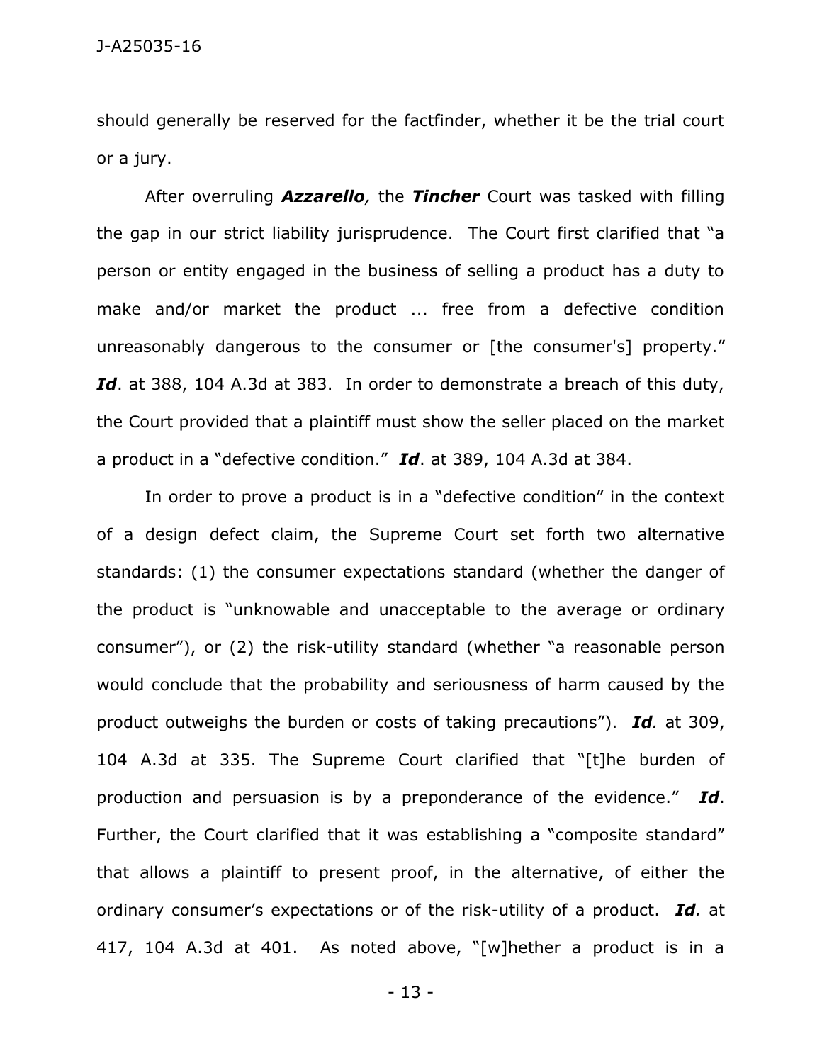should generally be reserved for the factfinder, whether it be the trial court or a jury.

After overruling ***Azzarello,*** the ***Tincher*** Court was tasked with filling the gap in our strict liability jurisprudence. The Court first clarified that "a person or entity engaged in the business of selling a product has a duty to make and/or market the product ... free from a defective condition unreasonably dangerous to the consumer or [the consumer's] property." ***Id***. at 388, 104 A.3d at 383. In order to demonstrate a breach of this duty, the Court provided that a plaintiff must show the seller placed on the market a product in a "defective condition." ***Id***. at 389, 104 A.3d at 384.

In order to prove a product is in a "defective condition" in the context of a design defect claim, the Supreme Court set forth two alternative standards: (1) the consumer expectations standard (whether the danger of the product is "unknowable and unacceptable to the average or ordinary consumer"), or (2) the risk-utility standard (whether "a reasonable person would conclude that the probability and seriousness of harm caused by the product outweighs the burden or costs of taking precautions"). ***Id.*** at 309, 104 A.3d at 335. The Supreme Court clarified that "[t]he burden of production and persuasion is by a preponderance of the evidence." ***Id***. Further, the Court clarified that it was establishing a "composite standard" that allows a plaintiff to present proof, in the alternative, of either the ordinary consumer's expectations or of the risk-utility of a product. ***Id.*** at 417, 104 A.3d at 401. As noted above, "[w]hether a product is in a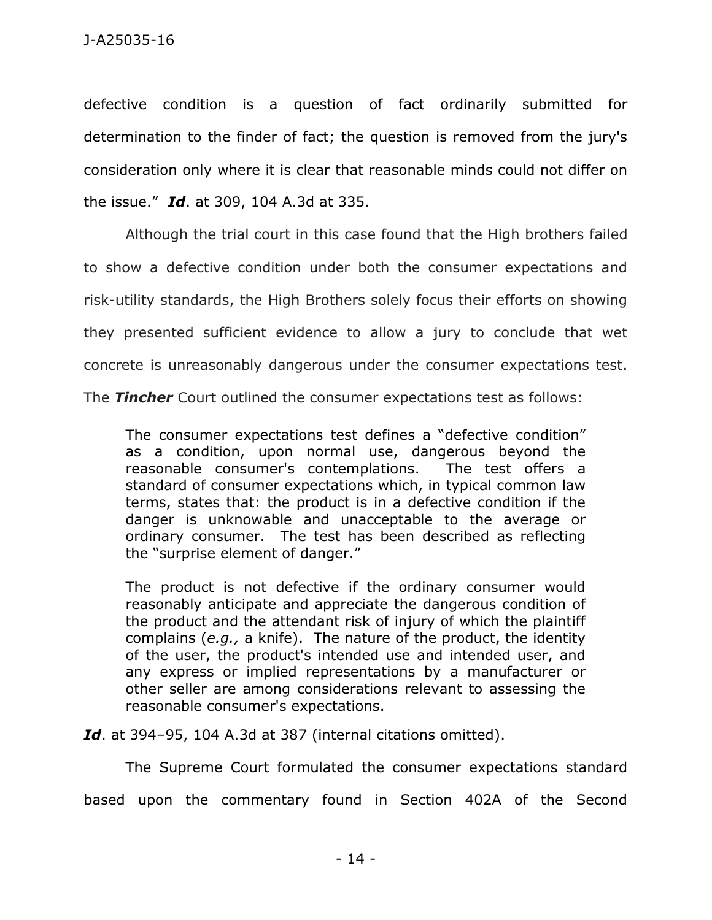defective condition is a question of fact ordinarily submitted for determination to the finder of fact; the question is removed from the jury's consideration only where it is clear that reasonable minds could not differ on the issue." ***Id***. at 309, 104 A.3d at 335.

Although the trial court in this case found that the High brothers failed to show a defective condition under both the consumer expectations and risk-utility standards, the High Brothers solely focus their efforts on showing they presented sufficient evidence to allow a jury to conclude that wet concrete is unreasonably dangerous under the consumer expectations test. The ***Tincher*** Court outlined the consumer expectations test as follows:

> The consumer expectations test defines a "defective condition" as a condition, upon normal use, dangerous beyond the reasonable consumer's contemplations. The test offers a standard of consumer expectations which, in typical common law terms, states that: the product is in a defective condition if the danger is unknowable and unacceptable to the average or ordinary consumer. The test has been described as reflecting the "surprise element of danger."
>
> The product is not defective if the ordinary consumer would reasonably anticipate and appreciate the dangerous condition of the product and the attendant risk of injury of which the plaintiff complains (*e.g.,* a knife). The nature of the product, the identity of the user, the product's intended use and intended user, and any express or implied representations by a manufacturer or other seller are among considerations relevant to assessing the reasonable consumer's expectations.

***Id***. at 394–95, 104 A.3d at 387 (internal citations omitted).

The Supreme Court formulated the consumer expectations standard based upon the commentary found in Section 402A of the Second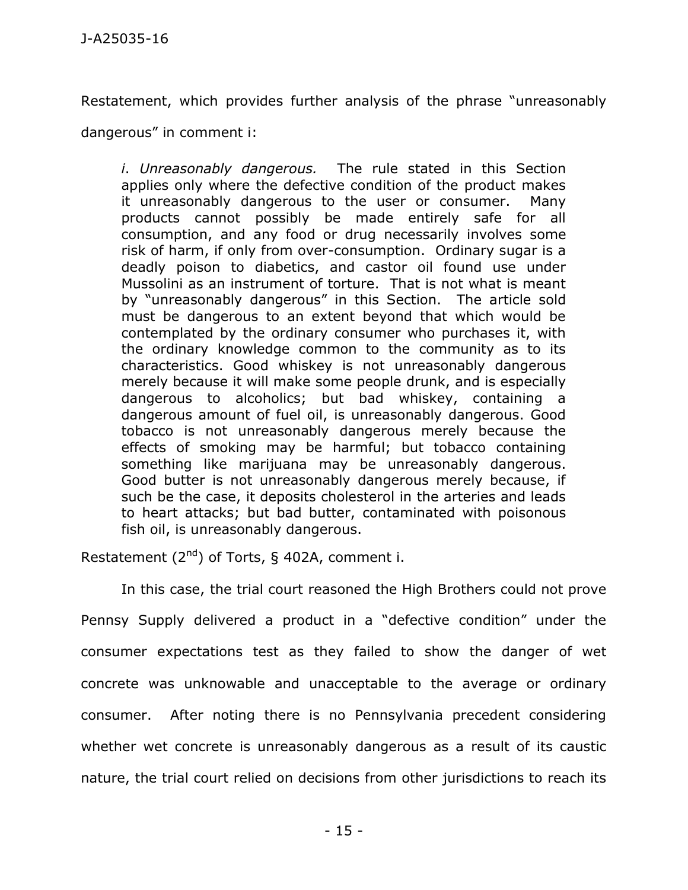Restatement, which provides further analysis of the phrase "unreasonably dangerous" in comment i:

> *i*. *Unreasonably dangerous.* The rule stated in this Section applies only where the defective condition of the product makes it unreasonably dangerous to the user or consumer. Many products cannot possibly be made entirely safe for all consumption, and any food or drug necessarily involves some risk of harm, if only from over-consumption. Ordinary sugar is a deadly poison to diabetics, and castor oil found use under Mussolini as an instrument of torture. That is not what is meant by "unreasonably dangerous" in this Section. The article sold must be dangerous to an extent beyond that which would be contemplated by the ordinary consumer who purchases it, with the ordinary knowledge common to the community as to its characteristics. Good whiskey is not unreasonably dangerous merely because it will make some people drunk, and is especially dangerous to alcoholics; but bad whiskey, containing a dangerous amount of fuel oil, is unreasonably dangerous. Good tobacco is not unreasonably dangerous merely because the effects of smoking may be harmful; but tobacco containing something like marijuana may be unreasonably dangerous. Good butter is not unreasonably dangerous merely because, if such be the case, it deposits cholesterol in the arteries and leads to heart attacks; but bad butter, contaminated with poisonous fish oil, is unreasonably dangerous.

Restatement (2nd) of Torts, § 402A, comment i.

In this case, the trial court reasoned the High Brothers could not prove Pennsy Supply delivered a product in a "defective condition" under the consumer expectations test as they failed to show the danger of wet concrete was unknowable and unacceptable to the average or ordinary consumer. After noting there is no Pennsylvania precedent considering whether wet concrete is unreasonably dangerous as a result of its caustic nature, the trial court relied on decisions from other jurisdictions to reach its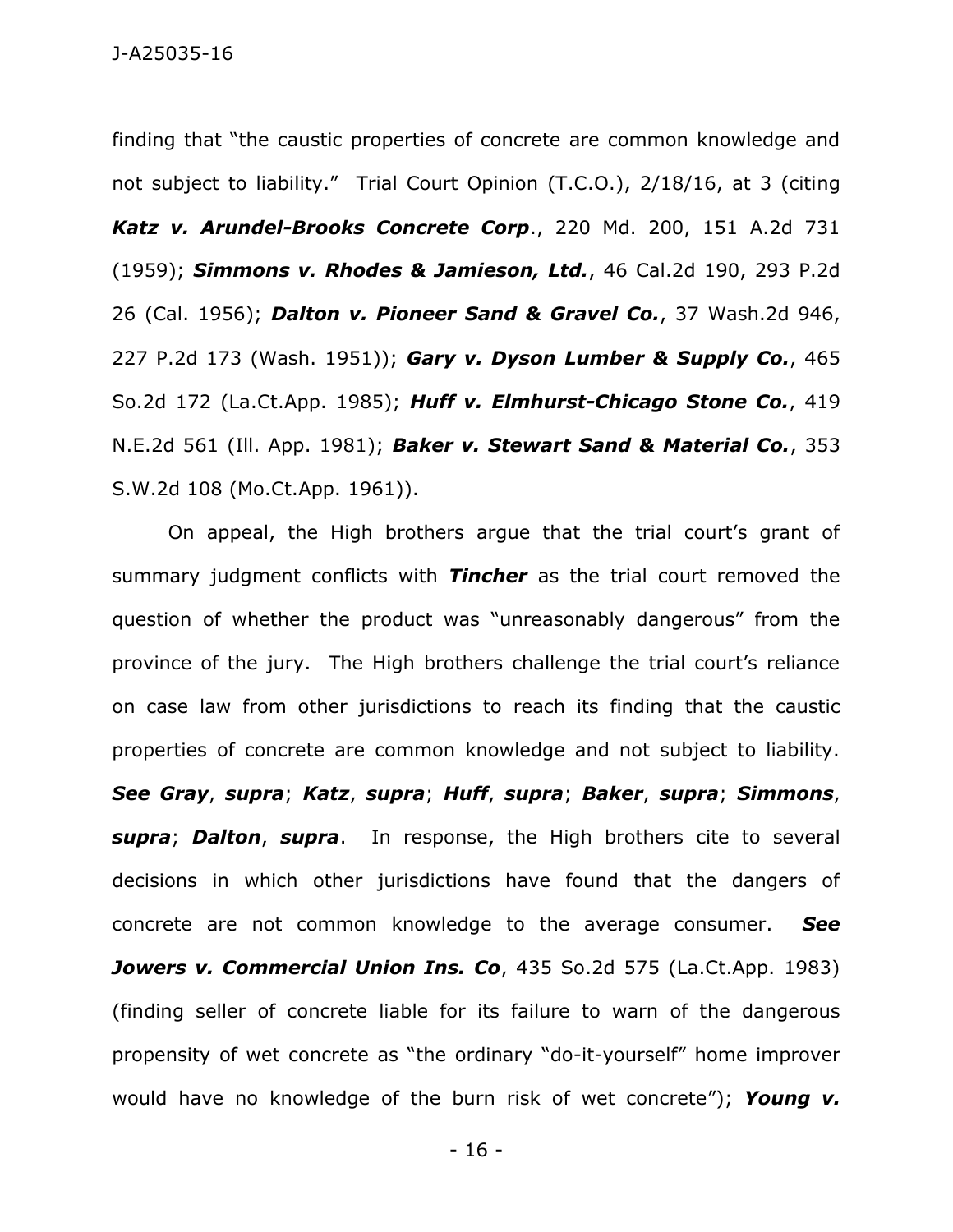finding that "the caustic properties of concrete are common knowledge and not subject to liability." Trial Court Opinion (T.C.O.), 2/18/16, at 3 (citing ***Katz v. Arundel-Brooks Concrete Corp***., 220 Md. 200, 151 A.2d 731 (1959); ***Simmons v. Rhodes & Jamieson, Ltd.***, 46 Cal.2d 190, 293 P.2d 26 (Cal. 1956); ***Dalton v. Pioneer Sand & Gravel Co.***, 37 Wash.2d 946, 227 P.2d 173 (Wash. 1951)); ***Gary v. Dyson Lumber & Supply Co.***, 465 So.2d 172 (La.Ct.App. 1985); ***Huff v. Elmhurst-Chicago Stone Co.***, 419 N.E.2d 561 (Ill. App. 1981); ***Baker v. Stewart Sand & Material Co.***, 353 S.W.2d 108 (Mo.Ct.App. 1961)).

On appeal, the High brothers argue that the trial court's grant of summary judgment conflicts with ***Tincher*** as the trial court removed the question of whether the product was "unreasonably dangerous" from the province of the jury. The High brothers challenge the trial court's reliance on case law from other jurisdictions to reach its finding that the caustic properties of concrete are common knowledge and not subject to liability. ***See Gray***, ***supra***; ***Katz***, ***supra***; ***Huff***, ***supra***; ***Baker***, ***supra***; ***Simmons***, ***supra***; ***Dalton***, ***supra***. In response, the High brothers cite to several decisions in which other jurisdictions have found that the dangers of concrete are not common knowledge to the average consumer. ***See Jowers v. Commercial Union Ins. Co***, 435 So.2d 575 (La.Ct.App. 1983) (finding seller of concrete liable for its failure to warn of the dangerous propensity of wet concrete as "the ordinary "do-it-yourself" home improver would have no knowledge of the burn risk of wet concrete"); ***Young v.***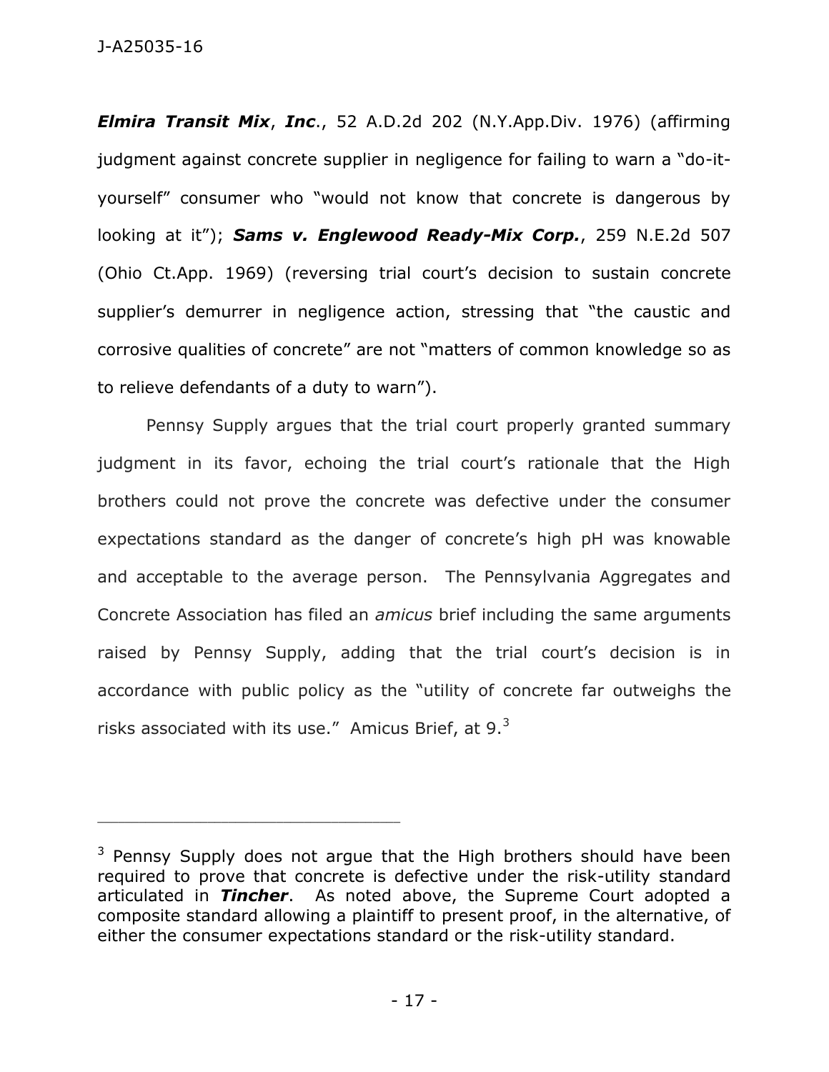***Elmira Transit Mix***, ***Inc***., 52 A.D.2d 202 (N.Y.App.Div. 1976) (affirming judgment against concrete supplier in negligence for failing to warn a "do-it-yourself" consumer who "would not know that concrete is dangerous by looking at it"); ***Sams v. Englewood Ready-Mix Corp.***, 259 N.E.2d 507 (Ohio Ct.App. 1969) (reversing trial court's decision to sustain concrete supplier's demurrer in negligence action, stressing that "the caustic and corrosive qualities of concrete" are not "matters of common knowledge so as to relieve defendants of a duty to warn").

Pennsy Supply argues that the trial court properly granted summary judgment in its favor, echoing the trial court's rationale that the High brothers could not prove the concrete was defective under the consumer expectations standard as the danger of concrete's high pH was knowable and acceptable to the average person. The Pennsylvania Aggregates and Concrete Association has filed an *amicus* brief including the same arguments raised by Pennsy Supply, adding that the trial court's decision is in accordance with public policy as the "utility of concrete far outweighs the risks associated with its use." Amicus Brief, at 9.[3]

---

[3] Pennsy Supply does not argue that the High brothers should have been required to prove that concrete is defective under the risk-utility standard articulated in ***Tincher***. As noted above, the Supreme Court adopted a composite standard allowing a plaintiff to present proof, in the alternative, of either the consumer expectations standard or the risk-utility standard.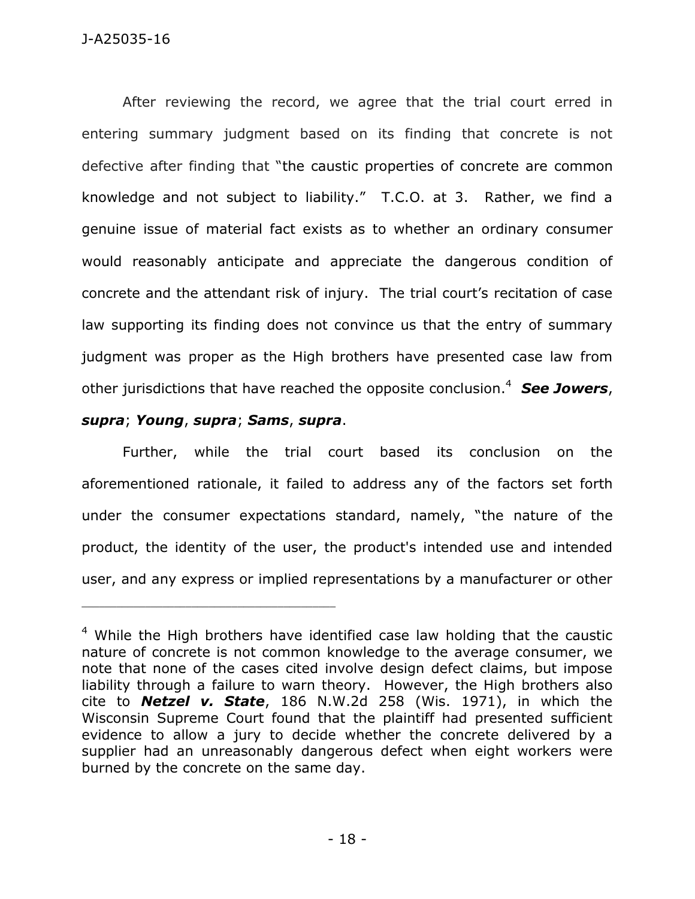After reviewing the record, we agree that the trial court erred in entering summary judgment based on its finding that concrete is not defective after finding that "the caustic properties of concrete are common knowledge and not subject to liability." T.C.O. at 3. Rather, we find a genuine issue of material fact exists as to whether an ordinary consumer would reasonably anticipate and appreciate the dangerous condition of concrete and the attendant risk of injury. The trial court's recitation of case law supporting its finding does not convince us that the entry of summary judgment was proper as the High brothers have presented case law from other jurisdictions that have reached the opposite conclusion.[4] ***See Jowers***, ***supra***; ***Young***, ***supra***; ***Sams***, ***supra***.

Further, while the trial court based its conclusion on the aforementioned rationale, it failed to address any of the factors set forth under the consumer expectations standard, namely, "the nature of the product, the identity of the user, the product's intended use and intended user, and any express or implied representations by a manufacturer or other

---

[4] While the High brothers have identified case law holding that the caustic nature of concrete is not common knowledge to the average consumer, we note that none of the cases cited involve design defect claims, but impose liability through a failure to warn theory. However, the High brothers also cite to ***Netzel v. State***, 186 N.W.2d 258 (Wis. 1971), in which the Wisconsin Supreme Court found that the plaintiff had presented sufficient evidence to allow a jury to decide whether the concrete delivered by a supplier had an unreasonably dangerous defect when eight workers were burned by the concrete on the same day.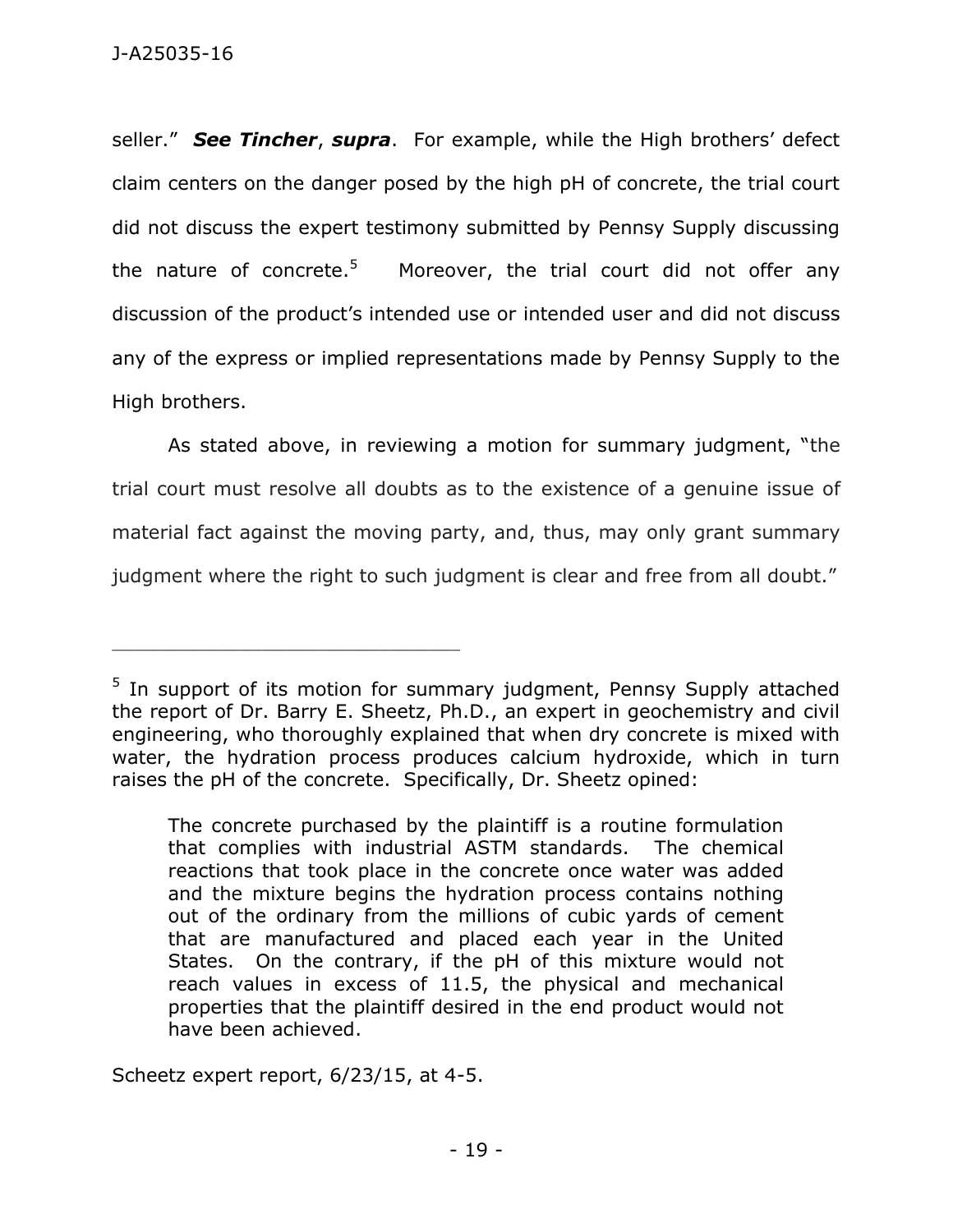seller." ***See Tincher***, ***supra***. For example, while the High brothers' defect claim centers on the danger posed by the high pH of concrete, the trial court did not discuss the expert testimony submitted by Pennsy Supply discussing the nature of concrete.[5] Moreover, the trial court did not offer any discussion of the product's intended use or intended user and did not discuss any of the express or implied representations made by Pennsy Supply to the High brothers.

As stated above, in reviewing a motion for summary judgment, "the trial court must resolve all doubts as to the existence of a genuine issue of material fact against the moving party, and, thus, may only grant summary judgment where the right to such judgment is clear and free from all doubt."

---

[5] In support of its motion for summary judgment, Pennsy Supply attached the report of Dr. Barry E. Sheetz, Ph.D., an expert in geochemistry and civil engineering, who thoroughly explained that when dry concrete is mixed with water, the hydration process produces calcium hydroxide, which in turn raises the pH of the concrete. Specifically, Dr. Sheetz opined:

> The concrete purchased by the plaintiff is a routine formulation that complies with industrial ASTM standards. The chemical reactions that took place in the concrete once water was added and the mixture begins the hydration process contains nothing out of the ordinary from the millions of cubic yards of cement that are manufactured and placed each year in the United States. On the contrary, if the pH of this mixture would not reach values in excess of 11.5, the physical and mechanical properties that the plaintiff desired in the end product would not have been achieved.

Scheetz expert report, 6/23/15, at 4-5.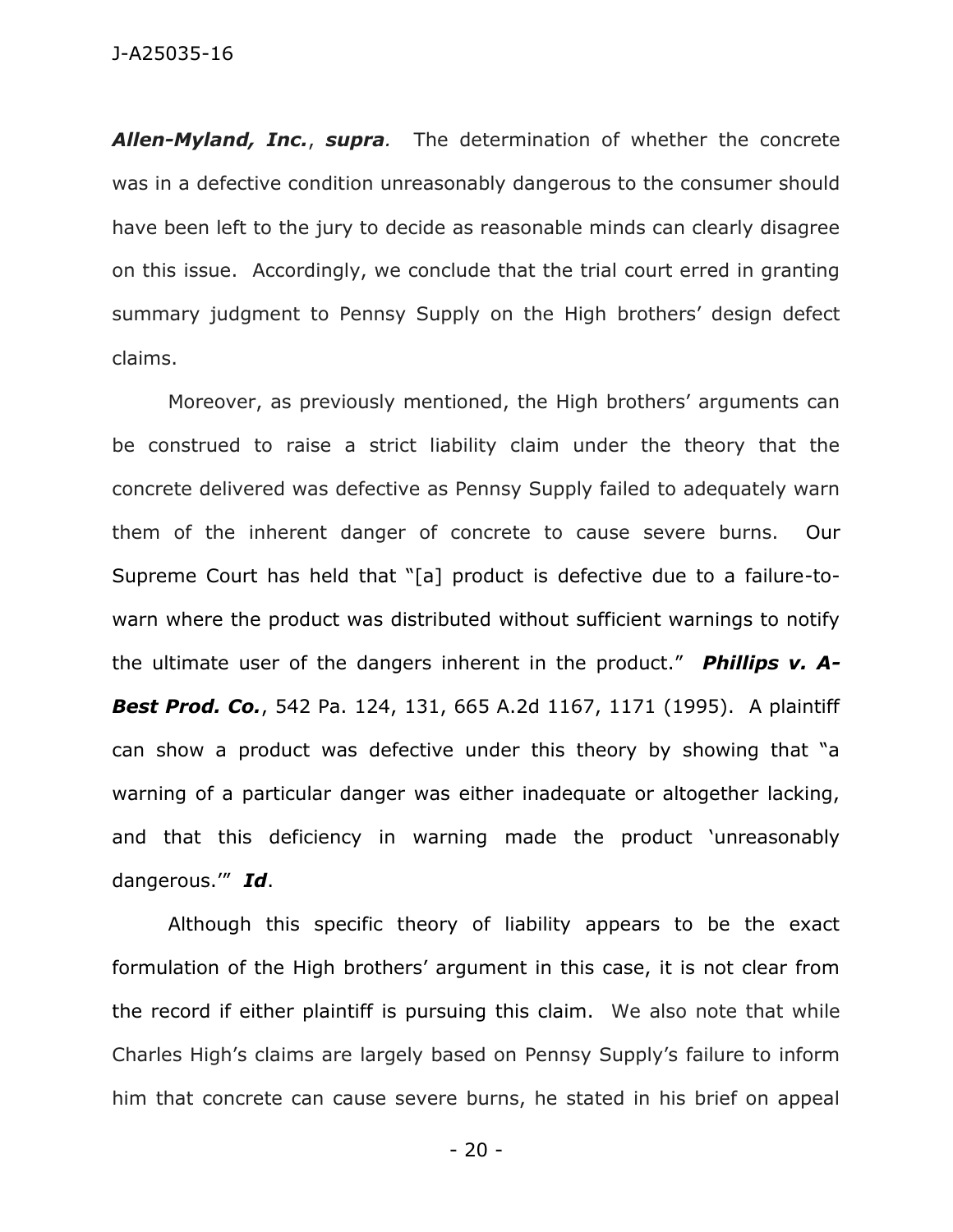***Allen-Myland, Inc.***, ***supra**.* The determination of whether the concrete was in a defective condition unreasonably dangerous to the consumer should have been left to the jury to decide as reasonable minds can clearly disagree on this issue. Accordingly, we conclude that the trial court erred in granting summary judgment to Pennsy Supply on the High brothers' design defect claims.

Moreover, as previously mentioned, the High brothers' arguments can be construed to raise a strict liability claim under the theory that the concrete delivered was defective as Pennsy Supply failed to adequately warn them of the inherent danger of concrete to cause severe burns. Our Supreme Court has held that "[a] product is defective due to a failure-to-warn where the product was distributed without sufficient warnings to notify the ultimate user of the dangers inherent in the product." ***Phillips v. A-Best Prod. Co.***, 542 Pa. 124, 131, 665 A.2d 1167, 1171 (1995). A plaintiff can show a product was defective under this theory by showing that "a warning of a particular danger was either inadequate or altogether lacking, and that this deficiency in warning made the product 'unreasonably dangerous.'" ***Id***.

Although this specific theory of liability appears to be the exact formulation of the High brothers' argument in this case, it is not clear from the record if either plaintiff is pursuing this claim. We also note that while Charles High's claims are largely based on Pennsy Supply's failure to inform him that concrete can cause severe burns, he stated in his brief on appeal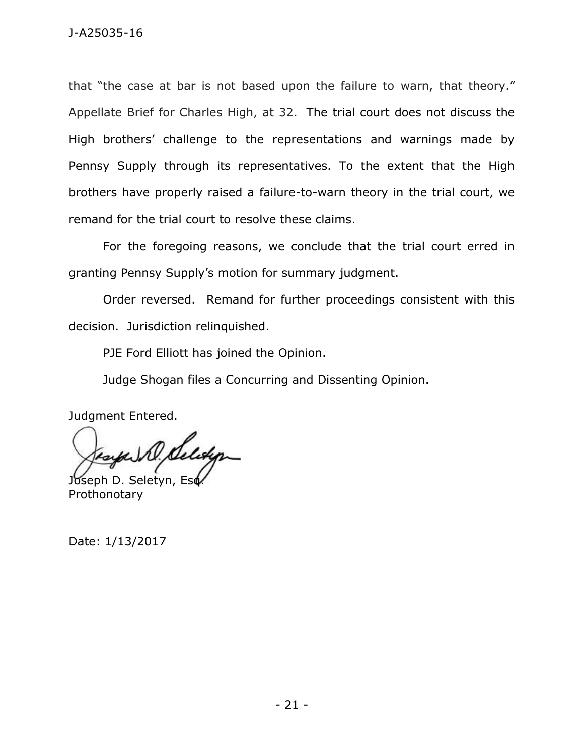that "the case at bar is not based upon the failure to warn, that theory." Appellate Brief for Charles High, at 32. The trial court does not discuss the High brothers' challenge to the representations and warnings made by Pennsy Supply through its representatives. To the extent that the High brothers have properly raised a failure-to-warn theory in the trial court, we remand for the trial court to resolve these claims.

For the foregoing reasons, we conclude that the trial court erred in granting Pennsy Supply's motion for summary judgment.

Order reversed. Remand for further proceedings consistent with this decision. Jurisdiction relinquished.

PJE Ford Elliott has joined the Opinion.

Judge Shogan files a Concurring and Dissenting Opinion.

Judgment Entered.

Joseph D. Seletyn, Esq.
Prothonotary

Date: 1/13/2017